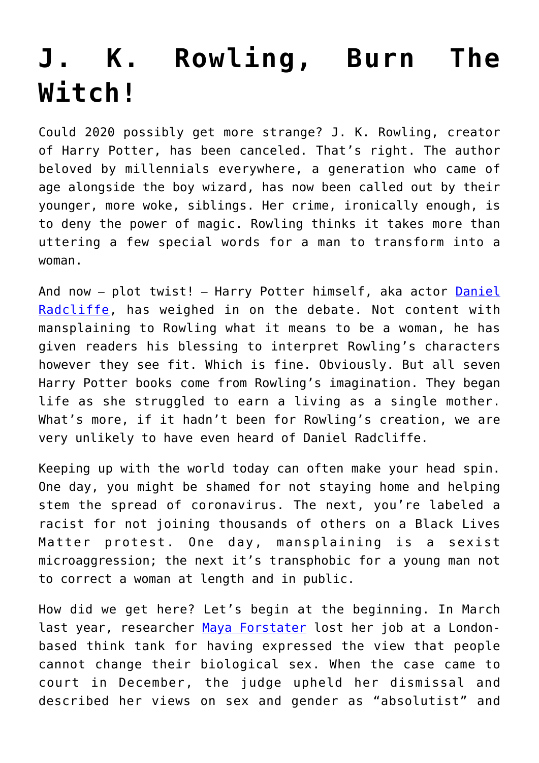# J. K. Rowling, Burn The Witch!

Could 2020 possibly get more strange? J. K. Rowling, creator of Harry Potter, has been canceled. That's right. The author beloved by millennials everywhere, a generation who came of age alongside the boy wizard, has now been called out by their younger, more woke, siblings. Her crime, ironically enough, is to deny the power of magic. Rowling thinks it takes more than uttering a few special words for a man to transform into a woman.

And now – plot twist! – Harry Potter himself, aka actor [Daniel Radcliffe](), has weighed in on the debate. Not content with mansplaining to Rowling what it means to be a woman, he has given readers his blessing to interpret Rowling's characters however they see fit. Which is fine. Obviously. But all seven Harry Potter books come from Rowling's imagination. They began life as she struggled to earn a living as a single mother. What's more, if it hadn't been for Rowling's creation, we are very unlikely to have even heard of Daniel Radcliffe.

Keeping up with the world today can often make your head spin. One day, you might be shamed for not staying home and helping stem the spread of coronavirus. The next, you're labeled a racist for not joining thousands of others on a Black Lives Matter protest. One day, mansplaining is a sexist microaggression; the next it's transphobic for a young man not to correct a woman at length and in public.

How did we get here? Let's begin at the beginning. In March last year, researcher [Maya Forstater]() lost her job at a London-based think tank for having expressed the view that people cannot change their biological sex. When the case came to court in December, the judge upheld her dismissal and described her views on sex and gender as "absolutist" and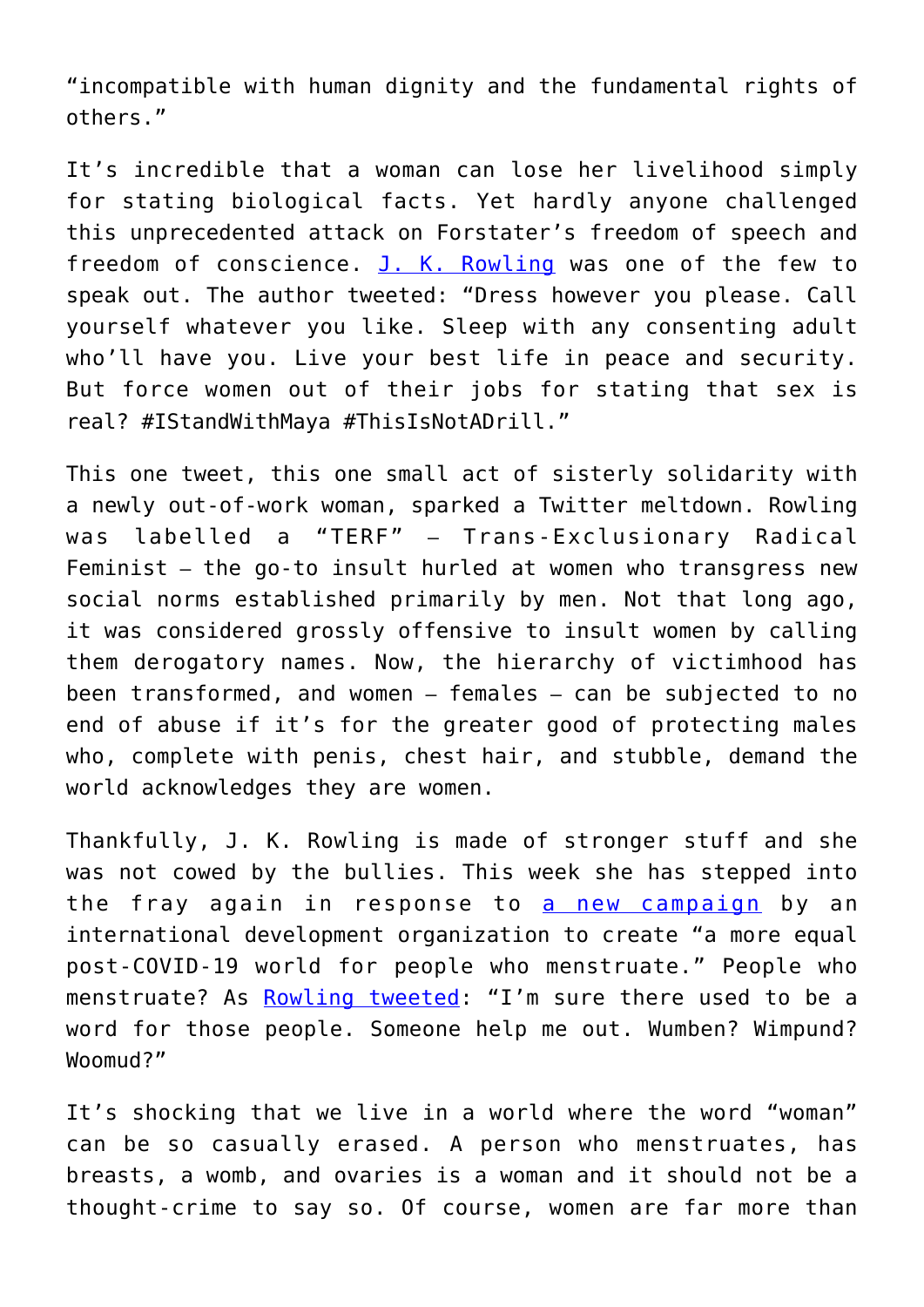"incompatible with human dignity and the fundamental rights of others."

It's incredible that a woman can lose her livelihood simply for stating biological facts. Yet hardly anyone challenged this unprecedented attack on Forstater's freedom of speech and freedom of conscience. [J. K. Rowling](#) was one of the few to speak out. The author tweeted: "Dress however you please. Call yourself whatever you like. Sleep with any consenting adult who'll have you. Live your best life in peace and security. But force women out of their jobs for stating that sex is real? #IStandWithMaya #ThisIsNotADrill."

This one tweet, this one small act of sisterly solidarity with a newly out-of-work woman, sparked a Twitter meltdown. Rowling was labelled a "TERF" – Trans-Exclusionary Radical Feminist – the go-to insult hurled at women who transgress new social norms established primarily by men. Not that long ago, it was considered grossly offensive to insult women by calling them derogatory names. Now, the hierarchy of victimhood has been transformed, and women – females – can be subjected to no end of abuse if it's for the greater good of protecting males who, complete with penis, chest hair, and stubble, demand the world acknowledges they are women.

Thankfully, J. K. Rowling is made of stronger stuff and she was not cowed by the bullies. This week she has stepped into the fray again in response to [a new campaign](#) by an international development organization to create "a more equal post-COVID-19 world for people who menstruate." People who menstruate? As [Rowling tweeted](#): "I'm sure there used to be a word for those people. Someone help me out. Wumben? Wimpund? Woomud?"

It's shocking that we live in a world where the word "woman" can be so casually erased. A person who menstruates, has breasts, a womb, and ovaries is a woman and it should not be a thought-crime to say so. Of course, women are far more than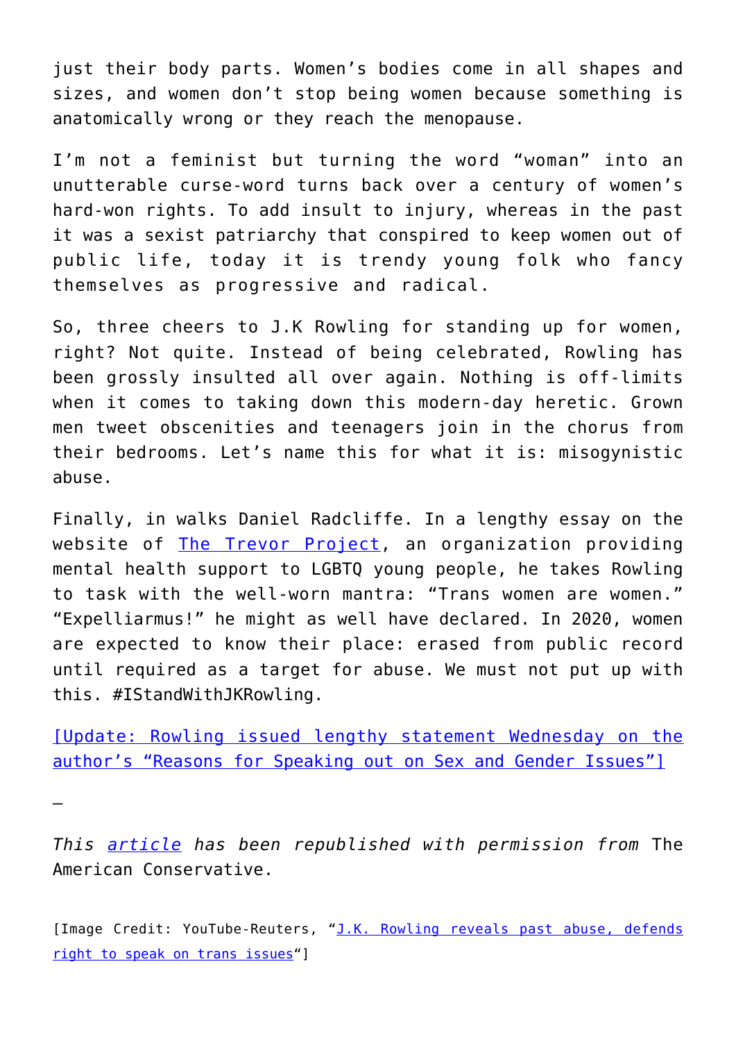just their body parts. Women's bodies come in all shapes and sizes, and women don't stop being women because something is anatomically wrong or they reach the menopause.

I'm not a feminist but turning the word "woman" into an unutterable curse-word turns back over a century of women's hard-won rights. To add insult to injury, whereas in the past it was a sexist patriarchy that conspired to keep women out of public life, today it is trendy young folk who fancy themselves as progressive and radical.

So, three cheers to J.K Rowling for standing up for women, right? Not quite. Instead of being celebrated, Rowling has been grossly insulted all over again. Nothing is off-limits when it comes to taking down this modern-day heretic. Grown men tweet obscenities and teenagers join in the chorus from their bedrooms. Let's name this for what it is: misogynistic abuse.

Finally, in walks Daniel Radcliffe. In a lengthy essay on the website of [The Trevor Project](), an organization providing mental health support to LGBTQ young people, he takes Rowling to task with the well-worn mantra: "Trans women are women." "Expelliarmus!" he might as well have declared. In 2020, women are expected to know their place: erased from public record until required as a target for abuse. We must not put up with this. #IStandWithJKRowling.

[[Update: Rowling issued lengthy statement Wednesday on the author's "Reasons for Speaking out on Sex and Gender Issues"]]()

—

*This [article]() has been republished with permission from* The American Conservative.

[Image Credit: YouTube-Reuters, "[J.K. Rowling reveals past abuse, defends right to speak on trans issues]()"]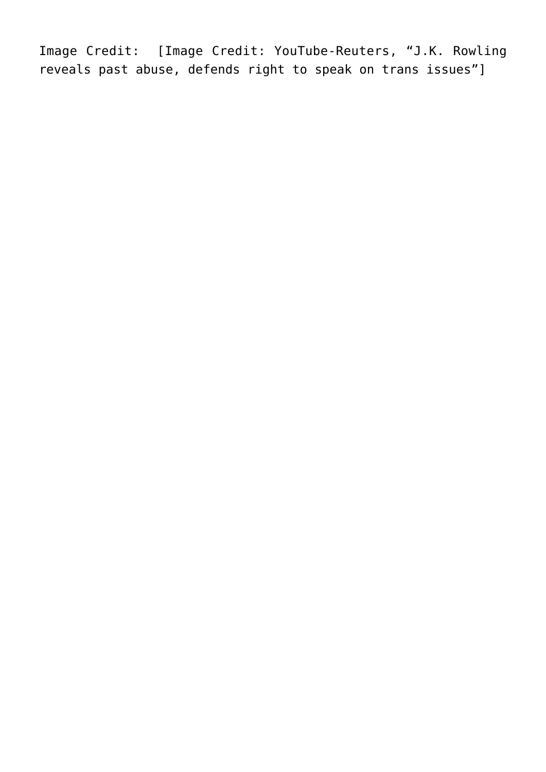Image Credit: [Image Credit: YouTube-Reuters, “J.K. Rowling reveals past abuse, defends right to speak on trans issues”]